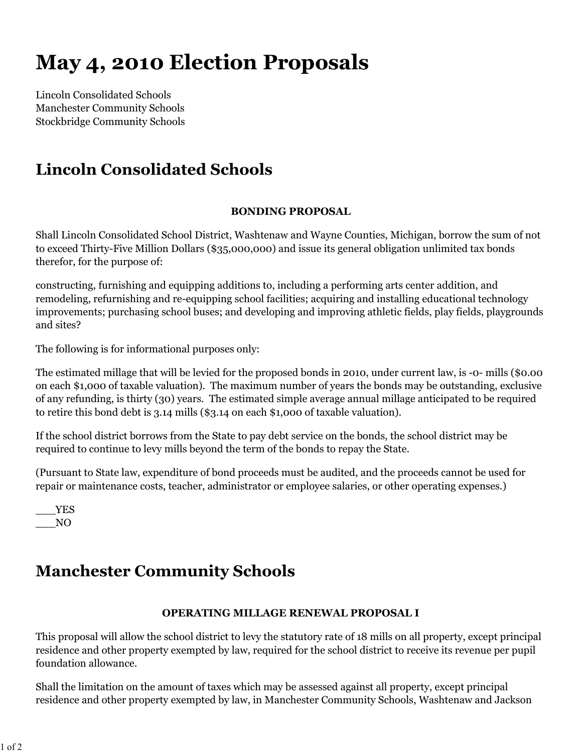# May 4, 2010 Election Proposals

Lincoln Consolidated Schools
Manchester Community Schools
Stockbridge Community Schools

## Lincoln Consolidated Schools

**BONDING PROPOSAL**

Shall Lincoln Consolidated School District, Washtenaw and Wayne Counties, Michigan, borrow the sum of not to exceed Thirty-Five Million Dollars ($35,000,000) and issue its general obligation unlimited tax bonds therefor, for the purpose of:

constructing, furnishing and equipping additions to, including a performing arts center addition, and remodeling, refurnishing and re-equipping school facilities; acquiring and installing educational technology improvements; purchasing school buses; and developing and improving athletic fields, play fields, playgrounds and sites?

The following is for informational purposes only:

The estimated millage that will be levied for the proposed bonds in 2010, under current law, is -0- mills ($0.00 on each $1,000 of taxable valuation). The maximum number of years the bonds may be outstanding, exclusive of any refunding, is thirty (30) years. The estimated simple average annual millage anticipated to be required to retire this bond debt is 3.14 mills ($3.14 on each $1,000 of taxable valuation).

If the school district borrows from the State to pay debt service on the bonds, the school district may be required to continue to levy mills beyond the term of the bonds to repay the State.

(Pursuant to State law, expenditure of bond proceeds must be audited, and the proceeds cannot be used for repair or maintenance costs, teacher, administrator or employee salaries, or other operating expenses.)

___YES
___NO

## Manchester Community Schools

**OPERATING MILLAGE RENEWAL PROPOSAL I**

This proposal will allow the school district to levy the statutory rate of 18 mills on all property, except principal residence and other property exempted by law, required for the school district to receive its revenue per pupil foundation allowance.

Shall the limitation on the amount of taxes which may be assessed against all property, except principal residence and other property exempted by law, in Manchester Community Schools, Washtenaw and Jackson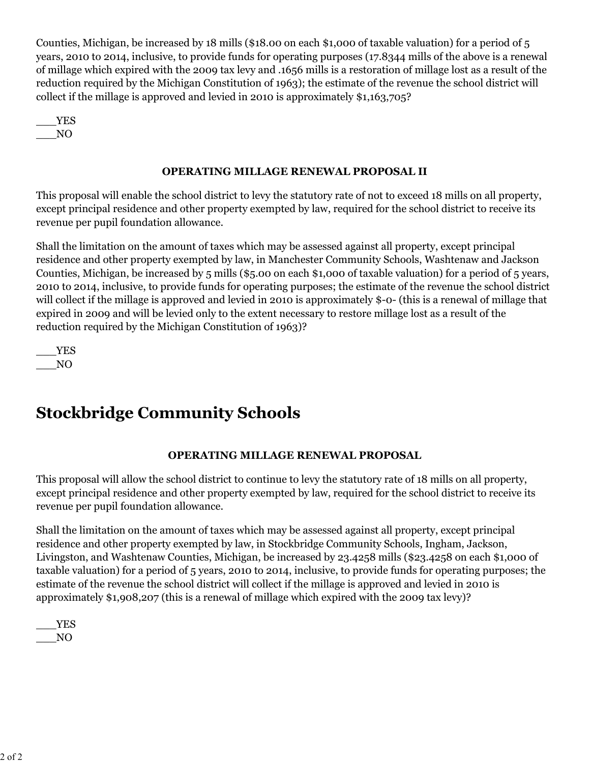Counties, Michigan, be increased by 18 mills ($18.00 on each $1,000 of taxable valuation) for a period of 5 years, 2010 to 2014, inclusive, to provide funds for operating purposes (17.8344 mills of the above is a renewal of millage which expired with the 2009 tax levy and .1656 mills is a restoration of millage lost as a result of the reduction required by the Michigan Constitution of 1963); the estimate of the revenue the school district will collect if the millage is approved and levied in 2010 is approximately $1,163,705?

___YES
___NO

**OPERATING MILLAGE RENEWAL PROPOSAL II**

This proposal will enable the school district to levy the statutory rate of not to exceed 18 mills on all property, except principal residence and other property exempted by law, required for the school district to receive its revenue per pupil foundation allowance.

Shall the limitation on the amount of taxes which may be assessed against all property, except principal residence and other property exempted by law, in Manchester Community Schools, Washtenaw and Jackson Counties, Michigan, be increased by 5 mills ($5.00 on each $1,000 of taxable valuation) for a period of 5 years, 2010 to 2014, inclusive, to provide funds for operating purposes; the estimate of the revenue the school district will collect if the millage is approved and levied in 2010 is approximately $-0- (this is a renewal of millage that expired in 2009 and will be levied only to the extent necessary to restore millage lost as a result of the reduction required by the Michigan Constitution of 1963)?

___YES
___NO

# Stockbridge Community Schools

**OPERATING MILLAGE RENEWAL PROPOSAL**

This proposal will allow the school district to continue to levy the statutory rate of 18 mills on all property, except principal residence and other property exempted by law, required for the school district to receive its revenue per pupil foundation allowance.

Shall the limitation on the amount of taxes which may be assessed against all property, except principal residence and other property exempted by law, in Stockbridge Community Schools, Ingham, Jackson, Livingston, and Washtenaw Counties, Michigan, be increased by 23.4258 mills ($23.4258 on each $1,000 of taxable valuation) for a period of 5 years, 2010 to 2014, inclusive, to provide funds for operating purposes; the estimate of the revenue the school district will collect if the millage is approved and levied in 2010 is approximately $1,908,207 (this is a renewal of millage which expired with the 2009 tax levy)?

___YES
___NO